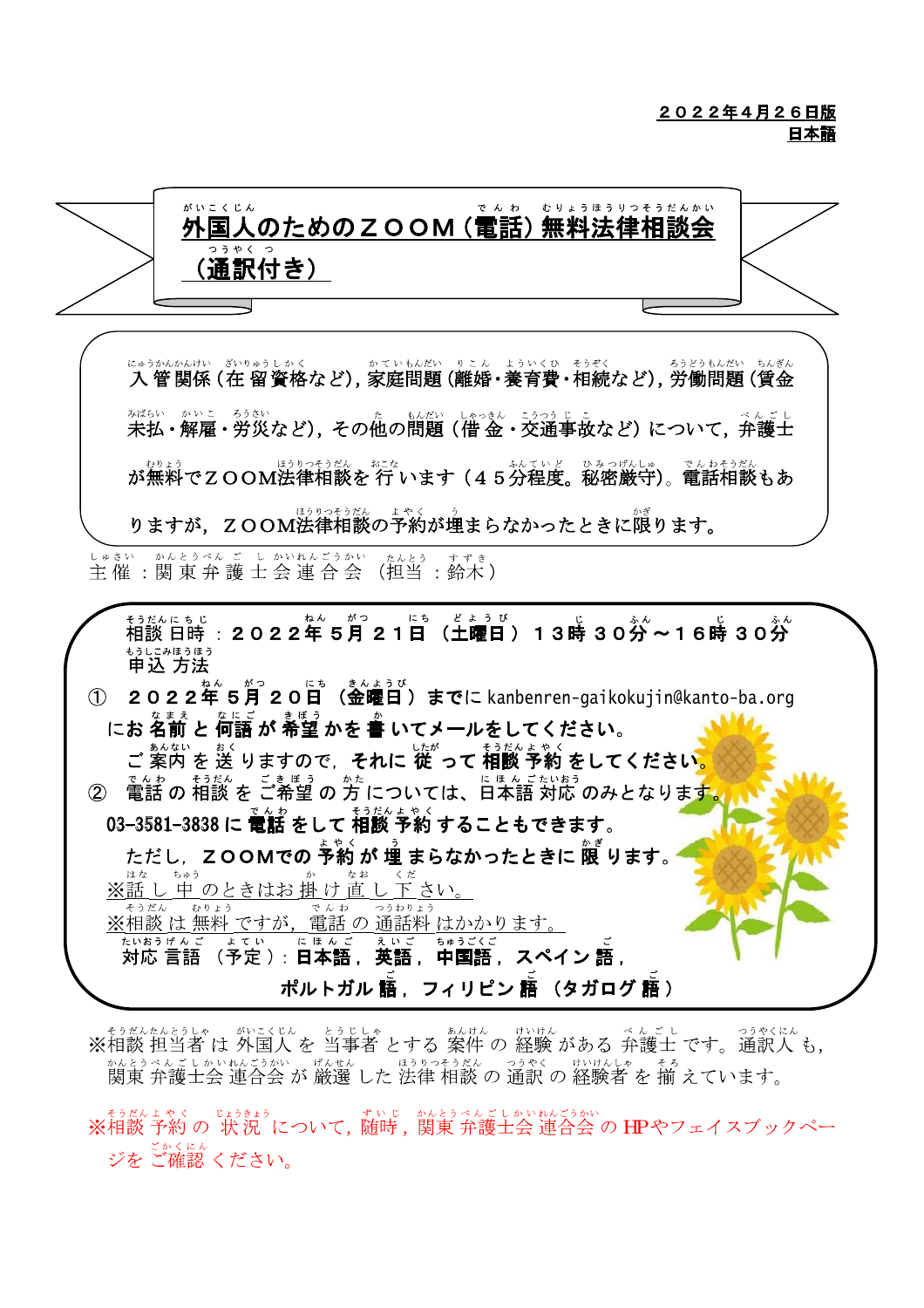**２０２２年４月２６日版**
**日本語**

# 外国人のためのＺＯＯＭ（電話）無料法律相談会（通訳付き）

入管関係（在留資格など），家庭問題（離婚・養育費・相続など），労働問題（賃金未払・解雇・労災など），その他の問題（借金・交通事故など）について，弁護士が無料でＺＯＯＭ法律相談を行います（４５分程度。秘密厳守）。電話相談もありますが，ＺＯＯＭ法律相談の予約が埋まらなかったときに限ります。

主催：関東弁護士会連合会（担当：鈴木）

**相談日時：２０２２年５月２１日（土曜日）１３時３０分～１６時３０分**

**申込方法**

① **２０２２年５月２０日（金曜日）までに** kanbenren-gaikokujin@kanto-ba.org **にお名前と何語が希望かを書いてメールをしてください。**
**ご案内を送りますので，それに従って相談予約をしてください。**

② **電話の相談をご希望の方については、日本語対応のみとなります。**
**03-3581-3838 に電話をして相談予約することもできます。**
**ただし，ＺＯＯＭでの予約が埋まらなかったときに限ります。**

※話し中のときはお掛け直し下さい。
※相談は無料ですが，電話の通話料はかかります。

**対応言語（予定）：日本語，英語，中国語，スペイン語，ポルトガル語，フィリピン語（タガログ語）**

※相談担当者は外国人を当事者とする案件の経験がある弁護士です。通訳人も，関東弁護士会連合会が厳選した法律相談の通訳の経験者を揃えています。

※相談予約の状況について，随時，関東弁護士会連合会のHPやフェイスブックページをご確認ください。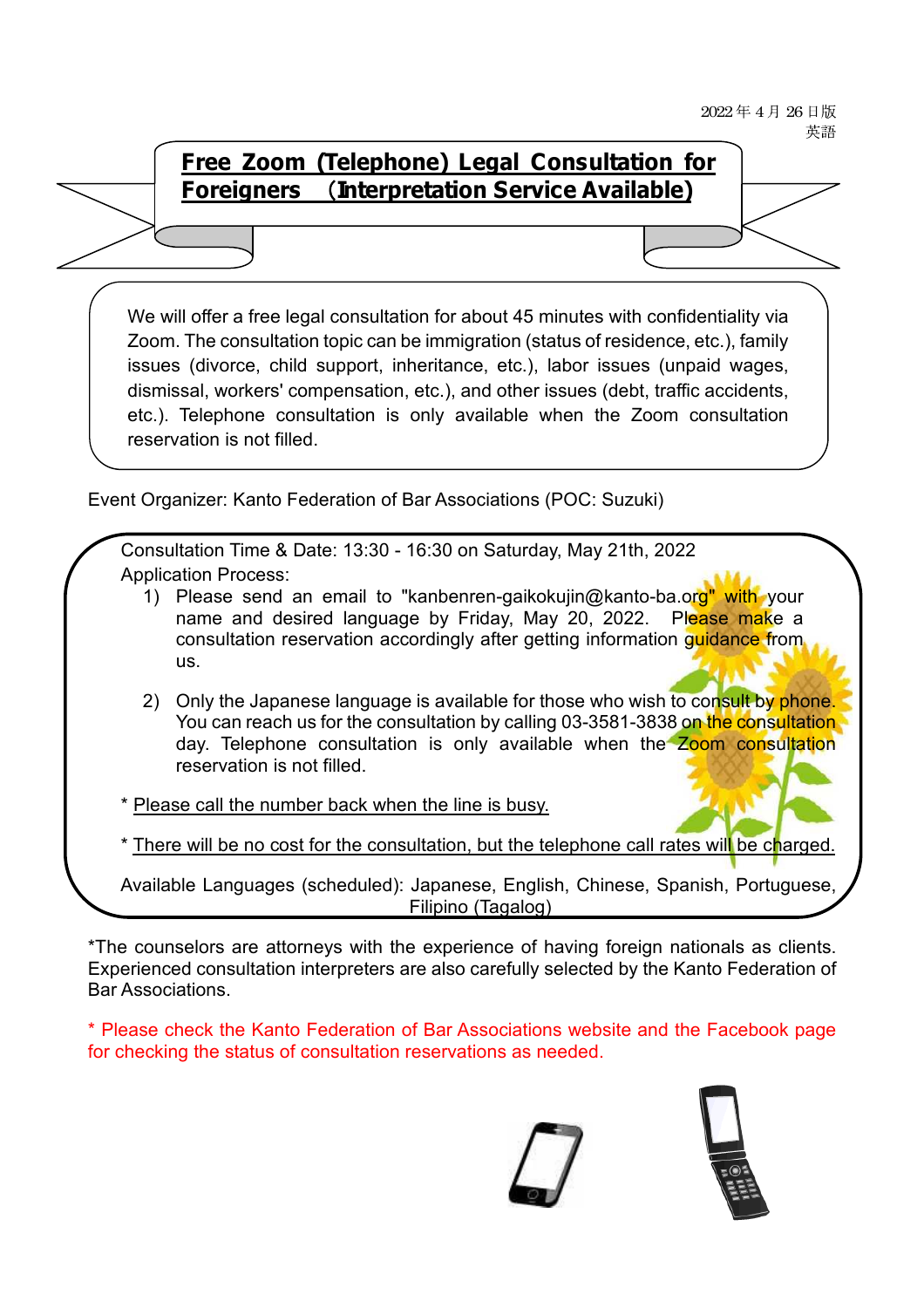2022年4月26日版
英語

# Free Zoom (Telephone) Legal Consultation for Foreigners （Interpretation Service Available)

We will offer a free legal consultation for about 45 minutes with confidentiality via Zoom. The consultation topic can be immigration (status of residence, etc.), family issues (divorce, child support, inheritance, etc.), labor issues (unpaid wages, dismissal, workers' compensation, etc.), and other issues (debt, traffic accidents, etc.). Telephone consultation is only available when the Zoom consultation reservation is not filled.

Event Organizer: Kanto Federation of Bar Associations (POC: Suzuki)

Consultation Time & Date: 13:30 - 16:30 on Saturday, May 21th, 2022

Application Process:

1) Please send an email to "kanbenren-gaikokujin@kanto-ba.org" with your name and desired language by Friday, May 20, 2022. Please make a consultation reservation accordingly after getting information guidance from us.

2) Only the Japanese language is available for those who wish to consult by phone. You can reach us for the consultation by calling 03-3581-3838 on the consultation day. Telephone consultation is only available when the Zoom consultation reservation is not filled.

\* Please call the number back when the line is busy.

\* There will be no cost for the consultation, but the telephone call rates will be charged.

Available Languages (scheduled): Japanese, English, Chinese, Spanish, Portuguese, Filipino (Tagalog)

*The counselors are attorneys with the experience of having foreign nationals as clients. Experienced consultation interpreters are also carefully selected by the Kanto Federation of Bar Associations.

\* Please check the Kanto Federation of Bar Associations website and the Facebook page for checking the status of consultation reservations as needed.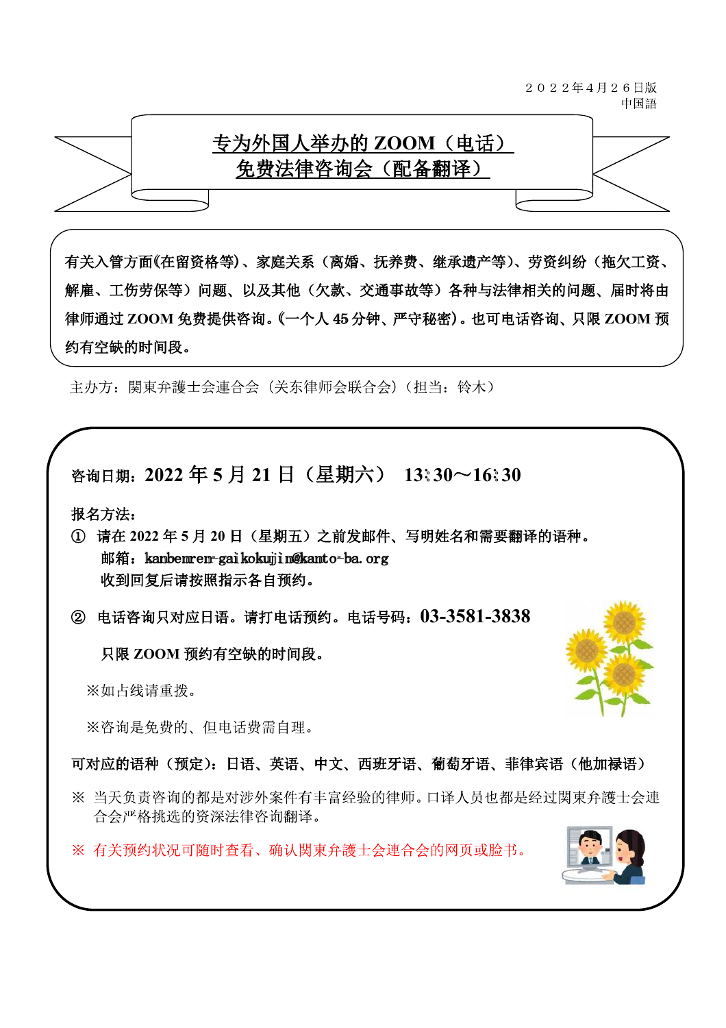２０２２年４月２６日版
中国語

# 专为外国人举办的 ZOOM（电话）免费法律咨询会（配备翻译）

**有关入管方面(在留资格等)、家庭关系（离婚、抚养费、继承遗产等)、劳资纠纷（拖欠工资、解雇、工伤劳保等）问题、以及其他（欠款、交通事故等）各种与法律相关的问题、届时将由律师通过 ZOOM 免费提供咨询。(一个人 45 分钟、严守秘密)。也可电话咨询、只限 ZOOM 预约有空缺的时间段。**

主办方：関東弁護士会連合会（关东律师会联合会）（担当：铃木）

**咨询日期：2022 年 5 月 21 日（星期六） 13：30～16：30**

**报名方法：**

**① 请在 2022 年 5 月 20 日（星期五）之前发邮件、写明姓名和需要翻译的语种。**
**邮箱：kanbenren-gaikokujin@kanto-ba.org**
**收到回复后请按照指示各自预约。**

**② 电话咨询只对应日语。请打电话预约。电话号码：03-3581-3838**

**只限 ZOOM 预约有空缺的时间段。**

※如占线请重拨。

※咨询是免费的、但电话费需自理。

**可对应的语种（预定）：日语、英语、中文、西班牙语、葡萄牙语、菲律宾语（他加禄语）**

※ 当天负责咨询的都是对涉外案件有丰富经验的律师。口译人员也都是经过関東弁護士会連合会严格挑选的资深法律咨询翻译。

※ 有关预约状况可随时查看、确认関東弁護士会連合会的网页或脸书。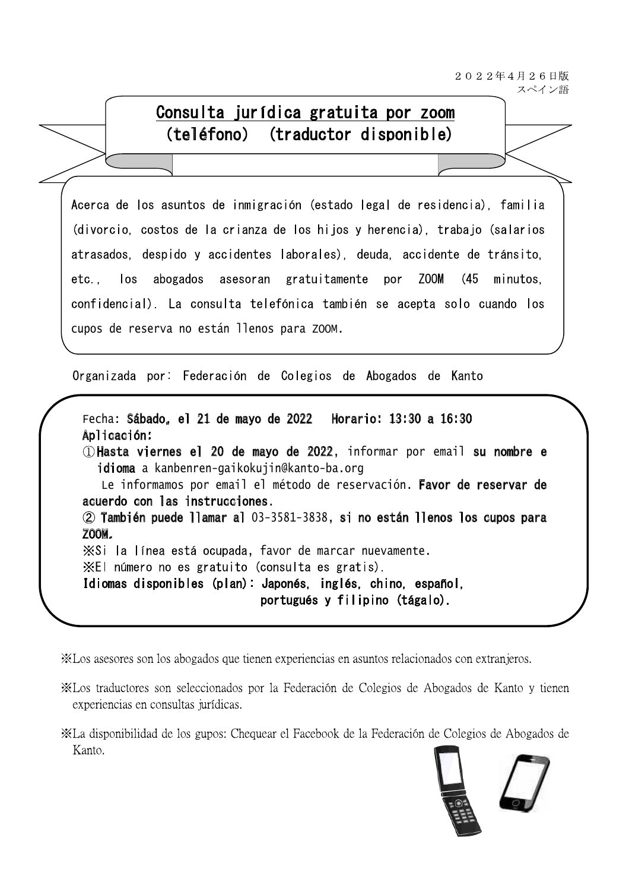２０２２年４月２６日版
スペイン語

# Consulta jurídica gratuita por zoom (teléfono) (traductor disponible)

Acerca de los asuntos de inmigración (estado legal de residencia), familia (divorcio, costos de la crianza de los hijos y herencia), trabajo (salarios atrasados, despido y accidentes laborales), deuda, accidente de tránsito, etc., los abogados asesoran gratuitamente por ZOOM (45 minutos, confidencial). La consulta telefónica también se acepta solo cuando los cupos de reserva no están llenos para ZOOM.

Organizada por: Federación de Colegios de Abogados de Kanto

Fecha: **Sábado, el 21 de mayo de 2022**　**Horario: 13:30 a 16:30**

**Aplicación:**

①**Hasta viernes el 20 de mayo de 2022**, informar por email **su nombre e idioma** a kanbenren-gaikokujin@kanto-ba.org

Le informamos por email el método de reservación. **Favor de reservar de acuerdo con las instrucciones.**

② **También puede llamar al** 03-3581-3838, **si no están llenos los cupos para ZOOM.**

※Si la línea está ocupada, favor de marcar nuevamente.

※El número no es gratuito (consulta es gratis).

**Idiomas disponibles (plan): Japonés, inglés, chino, español, portugués y filipino (tágalo).**

※Los asesores son los abogados que tienen experiencias en asuntos relacionados con extranjeros.

※Los traductores son seleccionados por la Federación de Colegios de Abogados de Kanto y tienen experiencias en consultas jurídicas.

※La disponibilidad de los gupos: Chequear el Facebook de la Federación de Colegios de Abogados de Kanto.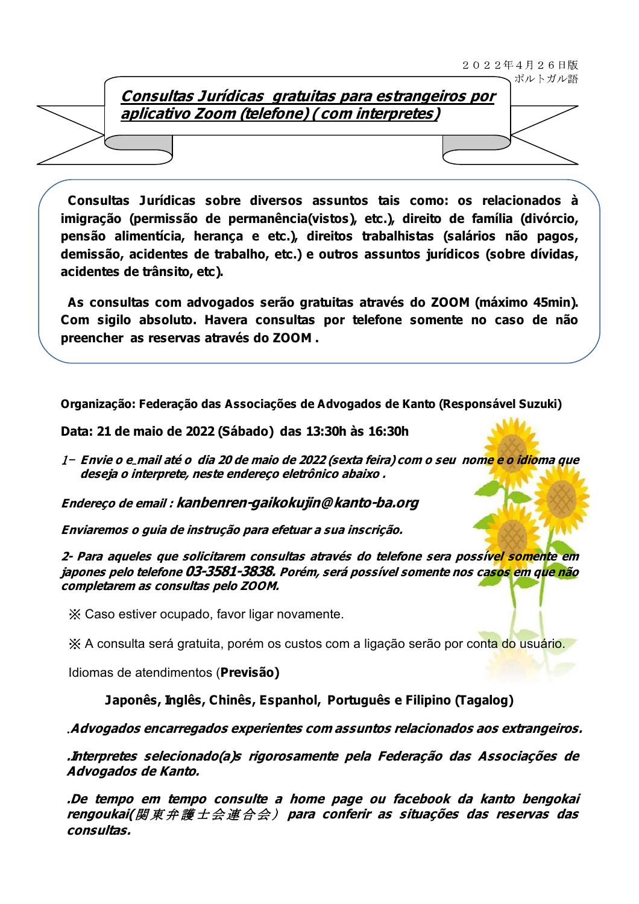２０２２年４月２６日版
ポルトガル語

# *Consultas Jurídicas gratuitas para estrangeiros por aplicativo Zoom (telefone) ( com interpretes)*

**Consultas Jurídicas sobre diversos assuntos tais como: os relacionados à imigração (permissão de permanência(vistos), etc.), direito de família (divórcio, pensão alimentícia, herança e etc.), direitos trabalhistas (salários não pagos, demissão, acidentes de trabalho, etc.) e outros assuntos jurídicos (sobre dívidas, acidentes de trânsito, etc).**

**As consultas com advogados serão gratuitas através do ZOOM (máximo 45min). Com sigilo absoluto. Havera consultas por telefone somente no caso de não preencher as reservas através do ZOOM .**

**Organização: Federação das Associações de Advogados de Kanto (Responsável Suzuki)**

**Data: 21 de maio de 2022 (Sábado) das 13:30h às 16:30h**

*1− **Envie o e_mail até o dia 20 de maio de 2022 (sexta feira) com o seu nome e o idioma que deseja o interprete, neste endereço eletrônico abaixo .***

***Endereço de email : kanbenren-gaikokujin@kanto-ba.org***

***Enviaremos o guia de instrução para efetuar a sua inscrição.***

***2- Para aqueles que solicitarem consultas através do telefone sera possível somente em japones pelo telefone 03-3581-3838. Porém, será possível somente nos casos em que não completarem as consultas pelo ZOOM.***

※ Caso estiver ocupado, favor ligar novamente.

※ A consulta será gratuita, porém os custos com a ligação serão por conta do usuário.

Idiomas de atendimentos (**Previsão)**

**Japonês, Inglês, Chinês, Espanhol, Português e Filipino (Tagalog)**

***.Advogados encarregados experientes com assuntos relacionados aos extrangeiros.***

***.Interpretes selecionado(a)s rigorosamente pela Federação das Associações de Advogados de Kanto.***

***.De tempo em tempo consulte a home page ou facebook da kanto bengokai rengoukai(関東弁護士会連合会） para conferir as situações das reservas das consultas.***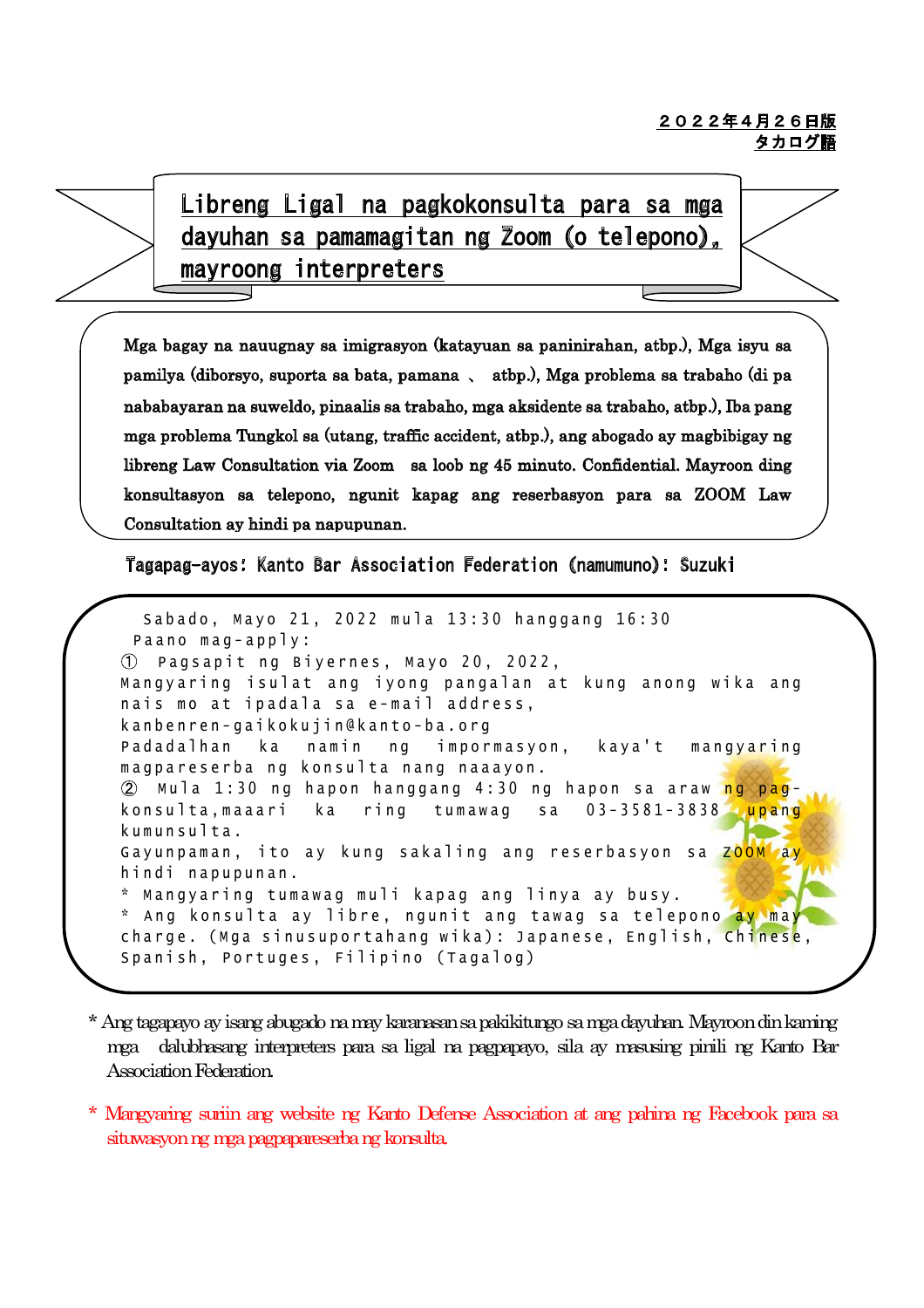**２０２２年４月２６日版**
**タカログ語**

# Libreng Ligal na pagkokonsulta para sa mga dayuhan sa pamamagitan ng Zoom (o telepono), mayroong interpreters

**Mga bagay na nauugnay sa imigrasyon (katayuan sa paninirahan, atbp.), Mga isyu sa pamilya (diborsyo, suporta sa bata, pamana 、 atbp.), Mga problema sa trabaho (di pa nababayaran na suweldo, pinaalis sa trabaho, mga aksidente sa trabaho, atbp.), Iba pang mga problema Tungkol sa (utang, traffic accident, atbp.), ang abogado ay magbibigay ng libreng Law Consultation via Zoom sa loob ng 45 minuto. Confidential. Mayroon ding konsultasyon sa telepono, ngunit kapag ang reserbasyon para sa ZOOM Law Consultation ay hindi pa napupunan.**

Tagapag-ayos: Kanto Bar Association Federation (namumuno): Suzuki

Sabado, Mayo 21, 2022 mula 13:30 hanggang 16:30

Paano mag-apply:

① Pagsapit ng Biyernes, Mayo 20, 2022, Mangyaring isulat ang iyong pangalan at kung anong wika ang nais mo at ipadala sa e-mail address, kanbenren-gaikokujin@kanto-ba.org Padadalhan ka namin ng impormasyon, kaya't mangyaring magpareserba ng konsulta nang naaayon.

② Mula 1:30 ng hapon hanggang 4:30 ng hapon sa araw ng pag-konsulta, maaari ka ring tumawag sa 03-3581-3838 upang kumunsulta.

Gayunpaman, ito ay kung sakaling ang reserbasyon sa ZOOM ay hindi napupunan.

* Mangyaring tumawag muli kapag ang linya ay busy.
* Ang konsulta ay libre, ngunit ang tawag sa telepono ay may charge. (Mga sinusuportahang wika): Japanese, English, Chinese, Spanish, Portuges, Filipino (Tagalog)

* Ang tagapayo ay isang abugado na may karanasan sa pakikitungo sa mga dayuhan. Mayroon din kaming mga dalubhasang interpreters para sa ligal na pagpapayo, sila ay masusing pinili ng Kanto Bar Association Federation.

* Mangyaring suriin ang website ng Kanto Defense Association at ang pahina ng Facebook para sa situwasyon ng mga pagpapareserba ng konsulta.